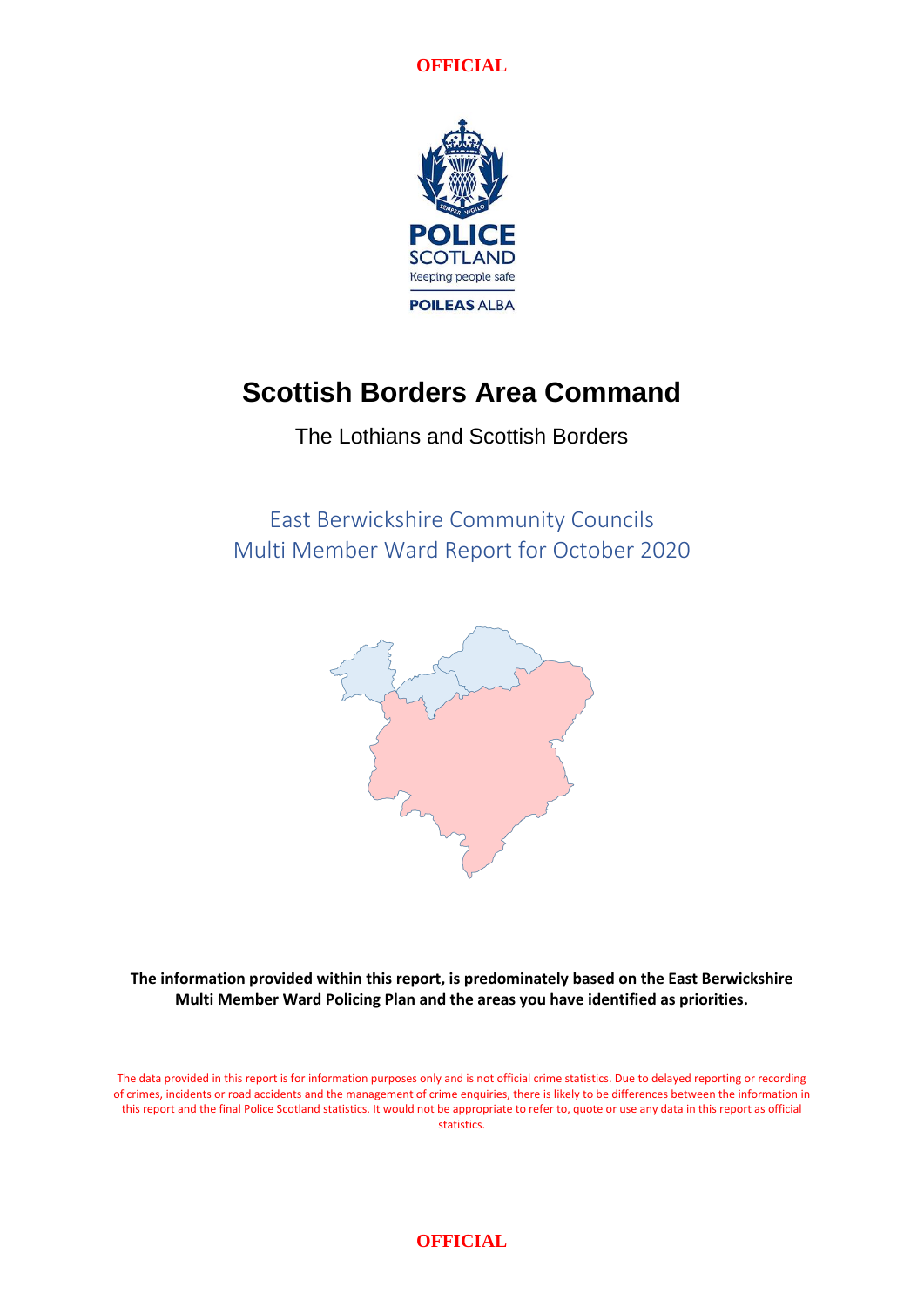OFFICIAL

# Scottish Borders Area Command

The Lothians and Scottish Borders

## East Berwickshire Community Councils
## Multi Member Ward Report for October 2020

**The information provided within this report, is predominately based on the East Berwickshire Multi Member Ward Policing Plan and the areas you have identified as priorities.**

The data provided in this report is for information purposes only and is not official crime statistics. Due to delayed reporting or recording of crimes, incidents or road accidents and the management of crime enquiries, there is likely to be differences between the information in this report and the final Police Scotland statistics. It would not be appropriate to refer to, quote or use any data in this report as official statistics.

OFFICIAL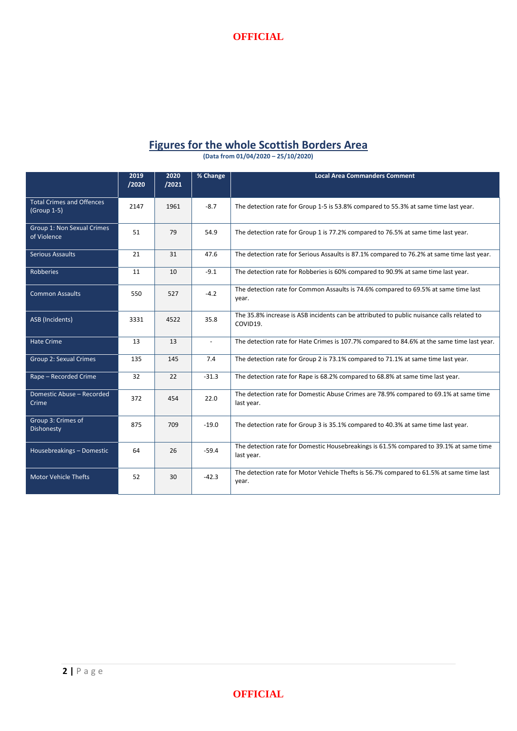## Figures for the whole Scottish Borders Area

**(Data from 01/04/2020 – 25/10/2020)**

| | 2019 /2020 | 2020 /2021 | % Change | Local Area Commanders Comment |
|---|---|---|---|---|
| Total Crimes and Offences (Group 1-5) | 2147 | 1961 | -8.7 | The detection rate for Group 1-5 is 53.8% compared to 55.3% at same time last year. |
| Group 1: Non Sexual Crimes of Violence | 51 | 79 | 54.9 | The detection rate for Group 1 is 77.2% compared to 76.5% at same time last year. |
| Serious Assaults | 21 | 31 | 47.6 | The detection rate for Serious Assaults is 87.1% compared to 76.2% at same time last year. |
| Robberies | 11 | 10 | -9.1 | The detection rate for Robberies is 60% compared to 90.9% at same time last year. |
| Common Assaults | 550 | 527 | -4.2 | The detection rate for Common Assaults is 74.6% compared to 69.5% at same time last year. |
| ASB (Incidents) | 3331 | 4522 | 35.8 | The 35.8% increase is ASB incidents can be attributed to public nuisance calls related to COVID19. |
| Hate Crime | 13 | 13 | - | The detection rate for Hate Crimes is 107.7% compared to 84.6% at the same time last year. |
| Group 2: Sexual Crimes | 135 | 145 | 7.4 | The detection rate for Group 2 is 73.1% compared to 71.1% at same time last year. |
| Rape – Recorded Crime | 32 | 22 | -31.3 | The detection rate for Rape is 68.2% compared to 68.8% at same time last year. |
| Domestic Abuse – Recorded Crime | 372 | 454 | 22.0 | The detection rate for Domestic Abuse Crimes are 78.9% compared to 69.1% at same time last year. |
| Group 3: Crimes of Dishonesty | 875 | 709 | -19.0 | The detection rate for Group 3 is 35.1% compared to 40.3% at same time last year. |
| Housebreakings – Domestic | 64 | 26 | -59.4 | The detection rate for Domestic Housebreakings is 61.5% compared to 39.1% at same time last year. |
| Motor Vehicle Thefts | 52 | 30 | -42.3 | The detection rate for Motor Vehicle Thefts is 56.7% compared to 61.5% at same time last year. |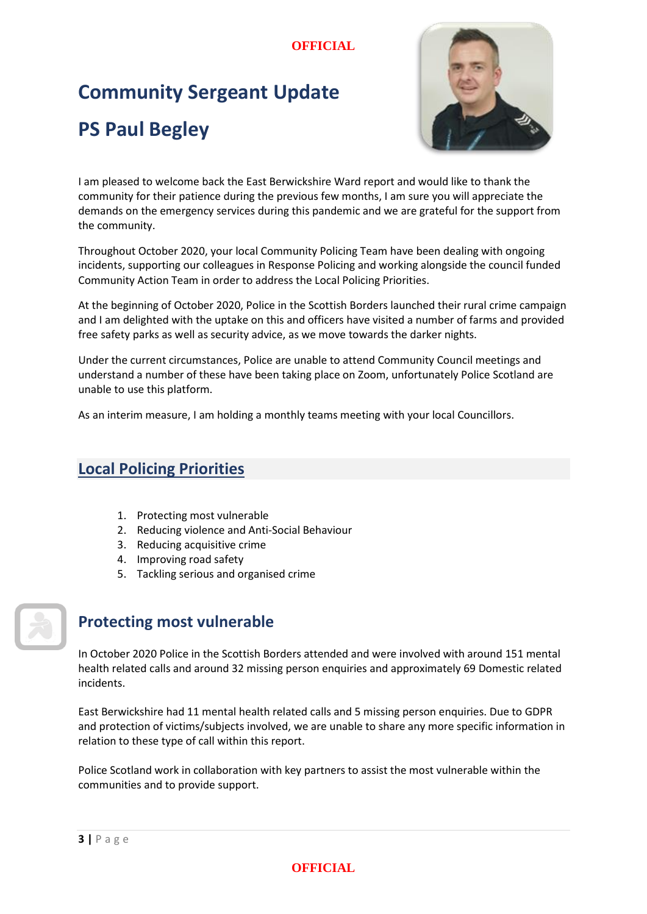# Community Sergeant Update

# PS Paul Begley

I am pleased to welcome back the East Berwickshire Ward report and would like to thank the community for their patience during the previous few months, I am sure you will appreciate the demands on the emergency services during this pandemic and we are grateful for the support from the community.

Throughout October 2020, your local Community Policing Team have been dealing with ongoing incidents, supporting our colleagues in Response Policing and working alongside the council funded Community Action Team in order to address the Local Policing Priorities.

At the beginning of October 2020, Police in the Scottish Borders launched their rural crime campaign and I am delighted with the uptake on this and officers have visited a number of farms and provided free safety parks as well as security advice, as we move towards the darker nights.

Under the current circumstances, Police are unable to attend Community Council meetings and understand a number of these have been taking place on Zoom, unfortunately Police Scotland are unable to use this platform.

As an interim measure, I am holding a monthly teams meeting with your local Councillors.

## Local Policing Priorities

1. Protecting most vulnerable
2. Reducing violence and Anti-Social Behaviour
3. Reducing acquisitive crime
4. Improving road safety
5. Tackling serious and organised crime

## Protecting most vulnerable

In October 2020 Police in the Scottish Borders attended and were involved with around 151 mental health related calls and around 32 missing person enquiries and approximately 69 Domestic related incidents.

East Berwickshire had 11 mental health related calls and 5 missing person enquiries. Due to GDPR and protection of victims/subjects involved, we are unable to share any more specific information in relation to these type of call within this report.

Police Scotland work in collaboration with key partners to assist the most vulnerable within the communities and to provide support.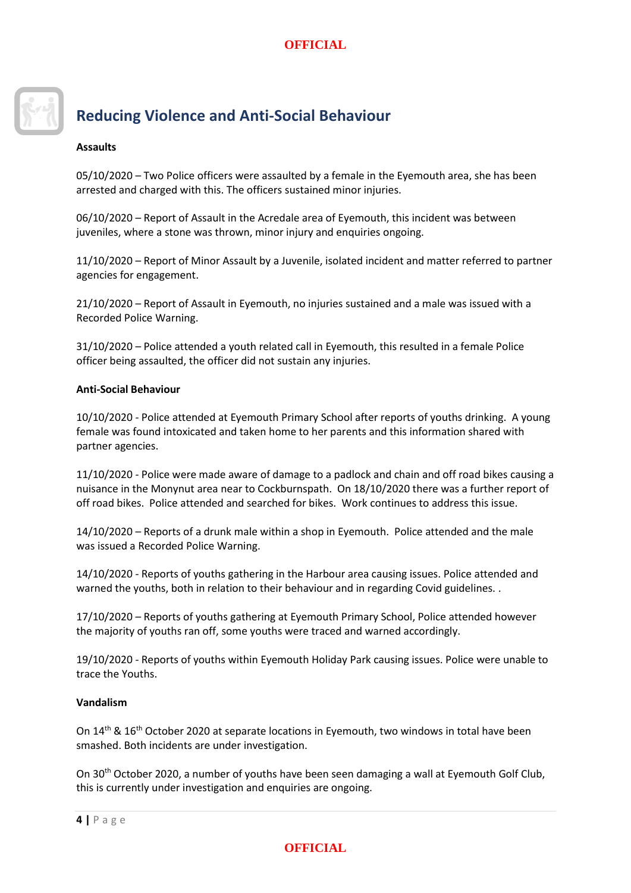# Reducing Violence and Anti-Social Behaviour

**Assaults**

05/10/2020 – Two Police officers were assaulted by a female in the Eyemouth area, she has been arrested and charged with this. The officers sustained minor injuries.

06/10/2020 – Report of Assault in the Acredale area of Eyemouth, this incident was between juveniles, where a stone was thrown, minor injury and enquiries ongoing.

11/10/2020 – Report of Minor Assault by a Juvenile, isolated incident and matter referred to partner agencies for engagement.

21/10/2020 – Report of Assault in Eyemouth, no injuries sustained and a male was issued with a Recorded Police Warning.

31/10/2020 – Police attended a youth related call in Eyemouth, this resulted in a female Police officer being assaulted, the officer did not sustain any injuries.

**Anti-Social Behaviour**

10/10/2020 - Police attended at Eyemouth Primary School after reports of youths drinking. A young female was found intoxicated and taken home to her parents and this information shared with partner agencies.

11/10/2020 - Police were made aware of damage to a padlock and chain and off road bikes causing a nuisance in the Monynut area near to Cockburnspath. On 18/10/2020 there was a further report of off road bikes. Police attended and searched for bikes. Work continues to address this issue.

14/10/2020 – Reports of a drunk male within a shop in Eyemouth. Police attended and the male was issued a Recorded Police Warning.

14/10/2020 - Reports of youths gathering in the Harbour area causing issues. Police attended and warned the youths, both in relation to their behaviour and in regarding Covid guidelines. .

17/10/2020 – Reports of youths gathering at Eyemouth Primary School, Police attended however the majority of youths ran off, some youths were traced and warned accordingly.

19/10/2020 - Reports of youths within Eyemouth Holiday Park causing issues. Police were unable to trace the Youths.

**Vandalism**

On 14th & 16th October 2020 at separate locations in Eyemouth, two windows in total have been smashed. Both incidents are under investigation.

On 30th October 2020, a number of youths have been seen damaging a wall at Eyemouth Golf Club, this is currently under investigation and enquiries are ongoing.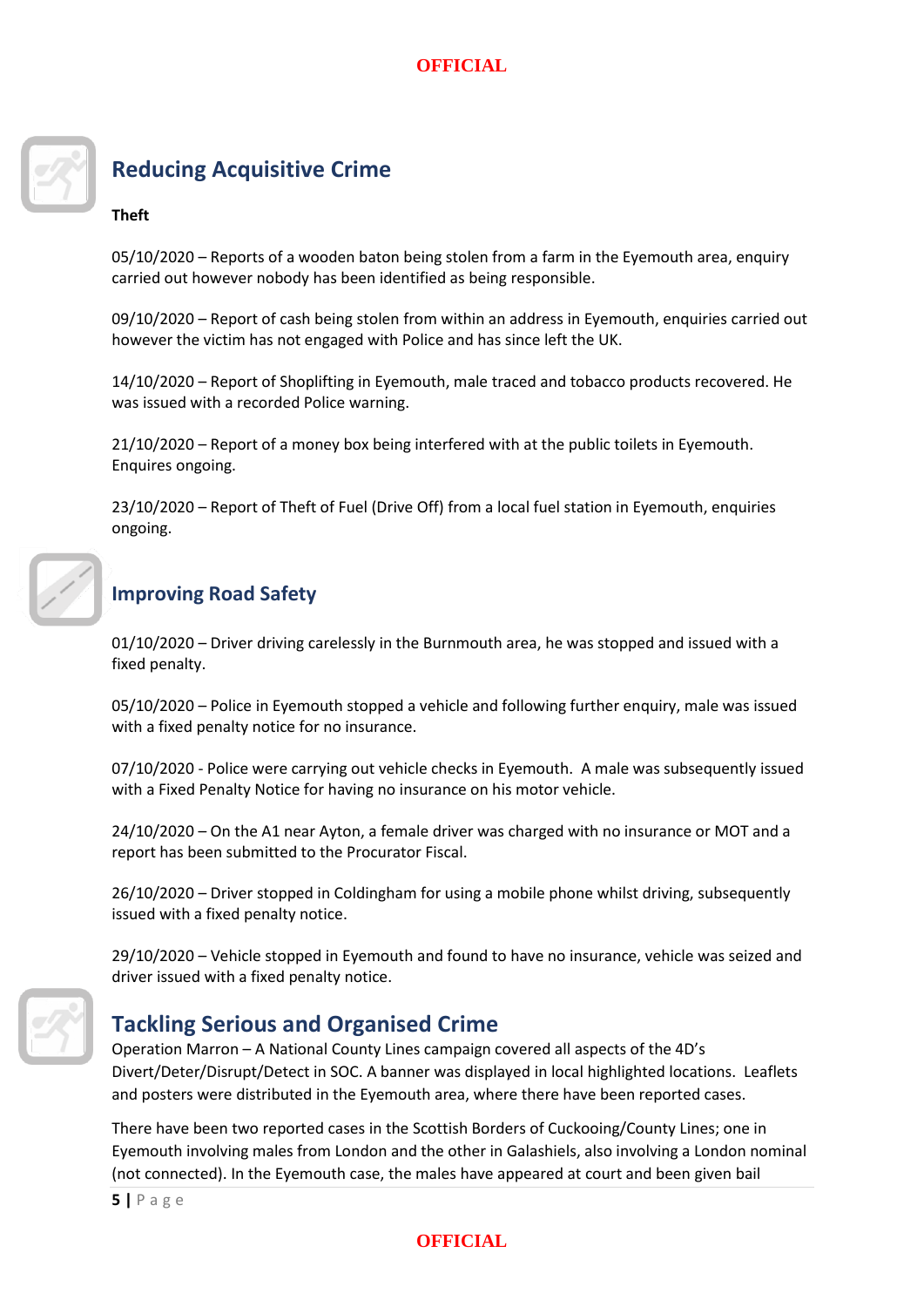## Reducing Acquisitive Crime

**Theft**

05/10/2020 – Reports of a wooden baton being stolen from a farm in the Eyemouth area, enquiry carried out however nobody has been identified as being responsible.

09/10/2020 – Report of cash being stolen from within an address in Eyemouth, enquiries carried out however the victim has not engaged with Police and has since left the UK.

14/10/2020 – Report of Shoplifting in Eyemouth, male traced and tobacco products recovered. He was issued with a recorded Police warning.

21/10/2020 – Report of a money box being interfered with at the public toilets in Eyemouth. Enquires ongoing.

23/10/2020 – Report of Theft of Fuel (Drive Off) from a local fuel station in Eyemouth, enquiries ongoing.

## Improving Road Safety

01/10/2020 – Driver driving carelessly in the Burnmouth area, he was stopped and issued with a fixed penalty.

05/10/2020 – Police in Eyemouth stopped a vehicle and following further enquiry, male was issued with a fixed penalty notice for no insurance.

07/10/2020 - Police were carrying out vehicle checks in Eyemouth. A male was subsequently issued with a Fixed Penalty Notice for having no insurance on his motor vehicle.

24/10/2020 – On the A1 near Ayton, a female driver was charged with no insurance or MOT and a report has been submitted to the Procurator Fiscal.

26/10/2020 – Driver stopped in Coldingham for using a mobile phone whilst driving, subsequently issued with a fixed penalty notice.

29/10/2020 – Vehicle stopped in Eyemouth and found to have no insurance, vehicle was seized and driver issued with a fixed penalty notice.

## Tackling Serious and Organised Crime

Operation Marron – A National County Lines campaign covered all aspects of the 4D's Divert/Deter/Disrupt/Detect in SOC. A banner was displayed in local highlighted locations. Leaflets and posters were distributed in the Eyemouth area, where there have been reported cases.

There have been two reported cases in the Scottish Borders of Cuckooing/County Lines; one in Eyemouth involving males from London and the other in Galashiels, also involving a London nominal (not connected). In the Eyemouth case, the males have appeared at court and been given bail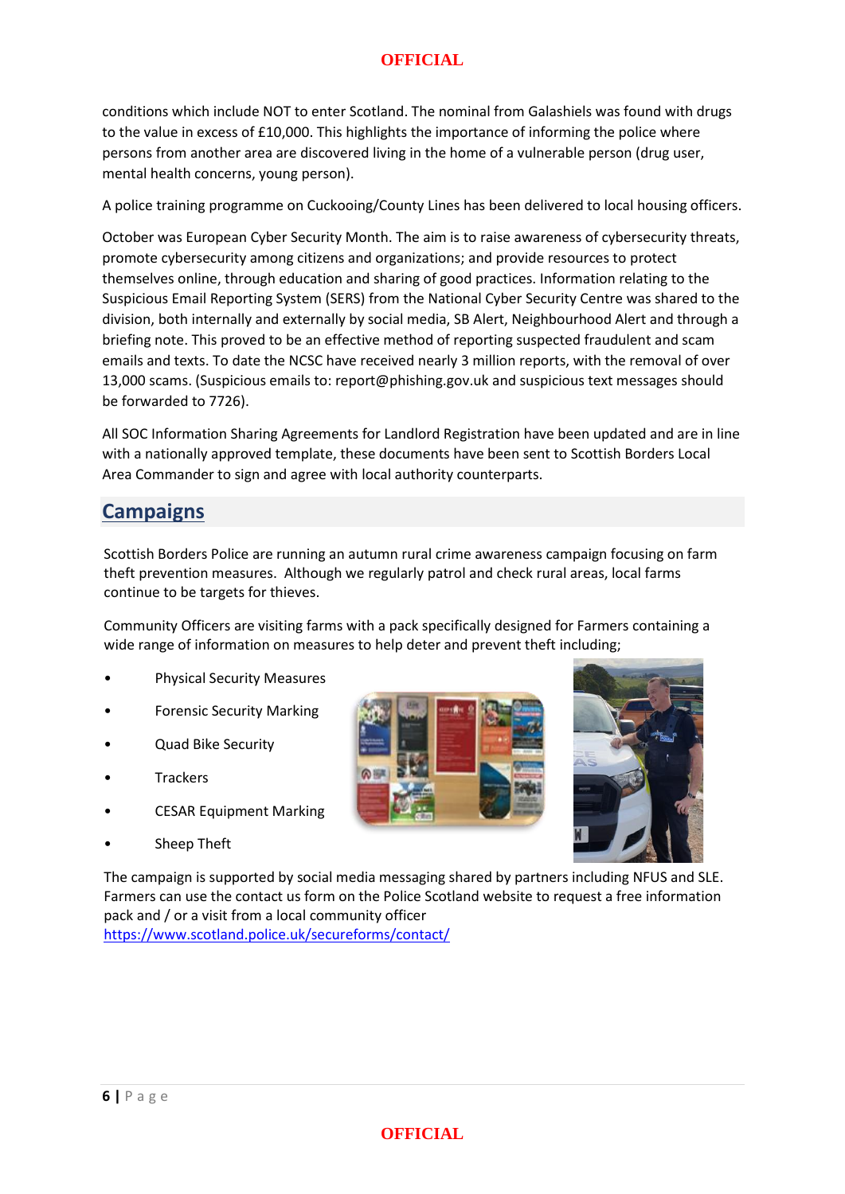conditions which include NOT to enter Scotland. The nominal from Galashiels was found with drugs to the value in excess of £10,000. This highlights the importance of informing the police where persons from another area are discovered living in the home of a vulnerable person (drug user, mental health concerns, young person).

A police training programme on Cuckooing/County Lines has been delivered to local housing officers.

October was European Cyber Security Month. The aim is to raise awareness of cybersecurity threats, promote cybersecurity among citizens and organizations; and provide resources to protect themselves online, through education and sharing of good practices. Information relating to the Suspicious Email Reporting System (SERS) from the National Cyber Security Centre was shared to the division, both internally and externally by social media, SB Alert, Neighbourhood Alert and through a briefing note. This proved to be an effective method of reporting suspected fraudulent and scam emails and texts. To date the NCSC have received nearly 3 million reports, with the removal of over 13,000 scams. (Suspicious emails to: report@phishing.gov.uk and suspicious text messages should be forwarded to 7726).

All SOC Information Sharing Agreements for Landlord Registration have been updated and are in line with a nationally approved template, these documents have been sent to Scottish Borders Local Area Commander to sign and agree with local authority counterparts.

## Campaigns

Scottish Borders Police are running an autumn rural crime awareness campaign focusing on farm theft prevention measures. Although we regularly patrol and check rural areas, local farms continue to be targets for thieves.

Community Officers are visiting farms with a pack specifically designed for Farmers containing a wide range of information on measures to help deter and prevent theft including;

- Physical Security Measures
- Forensic Security Marking
- Quad Bike Security
- Trackers
- CESAR Equipment Marking
- Sheep Theft

The campaign is supported by social media messaging shared by partners including NFUS and SLE. Farmers can use the contact us form on the Police Scotland website to request a free information pack and / or a visit from a local community officer
https://www.scotland.police.uk/secureforms/contact/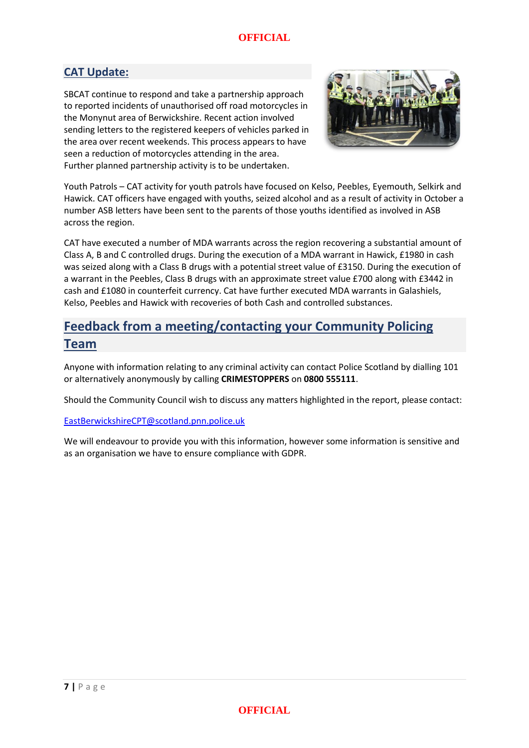## CAT Update:

SBCAT continue to respond and take a partnership approach to reported incidents of unauthorised off road motorcycles in the Monynut area of Berwickshire. Recent action involved sending letters to the registered keepers of vehicles parked in the area over recent weekends. This process appears to have seen a reduction of motorcycles attending in the area. Further planned partnership activity is to be undertaken.

Youth Patrols – CAT activity for youth patrols have focused on Kelso, Peebles, Eyemouth, Selkirk and Hawick. CAT officers have engaged with youths, seized alcohol and as a result of activity in October a number ASB letters have been sent to the parents of those youths identified as involved in ASB across the region.

CAT have executed a number of MDA warrants across the region recovering a substantial amount of Class A, B and C controlled drugs. During the execution of a MDA warrant in Hawick, £1980 in cash was seized along with a Class B drugs with a potential street value of £3150. During the execution of a warrant in the Peebles, Class B drugs with an approximate street value £700 along with £3442 in cash and £1080 in counterfeit currency. Cat have further executed MDA warrants in Galashiels, Kelso, Peebles and Hawick with recoveries of both Cash and controlled substances.

## Feedback from a meeting/contacting your Community Policing Team

Anyone with information relating to any criminal activity can contact Police Scotland by dialling 101 or alternatively anonymously by calling **CRIMESTOPPERS** on **0800 555111**.

Should the Community Council wish to discuss any matters highlighted in the report, please contact:

EastBerwickshireCPT@scotland.pnn.police.uk

We will endeavour to provide you with this information, however some information is sensitive and as an organisation we have to ensure compliance with GDPR.